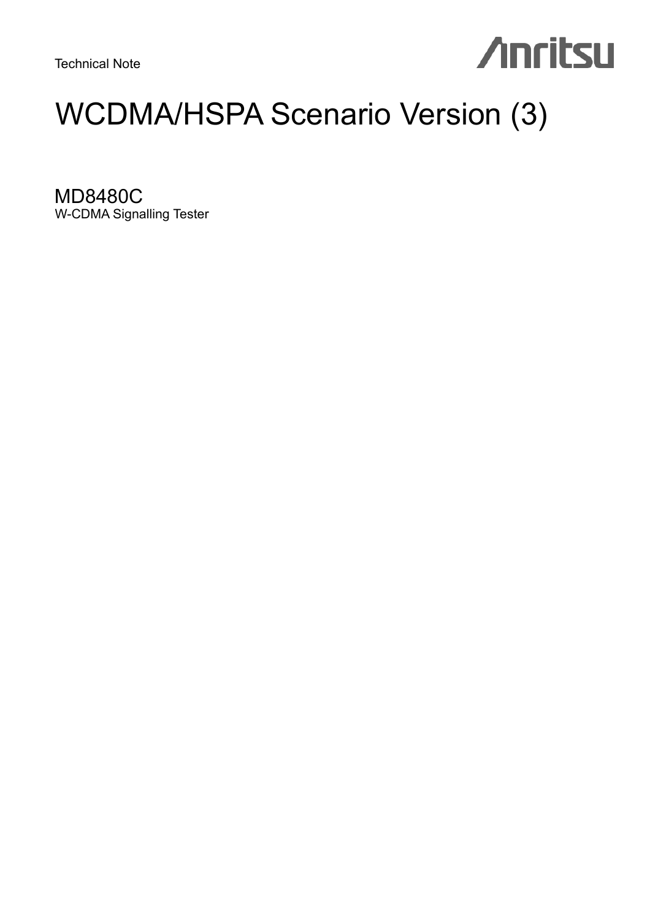Technical Note

Anritsu

# WCDMA/HSPA Scenario Version (3)

## MD8480C

W-CDMA Signalling Tester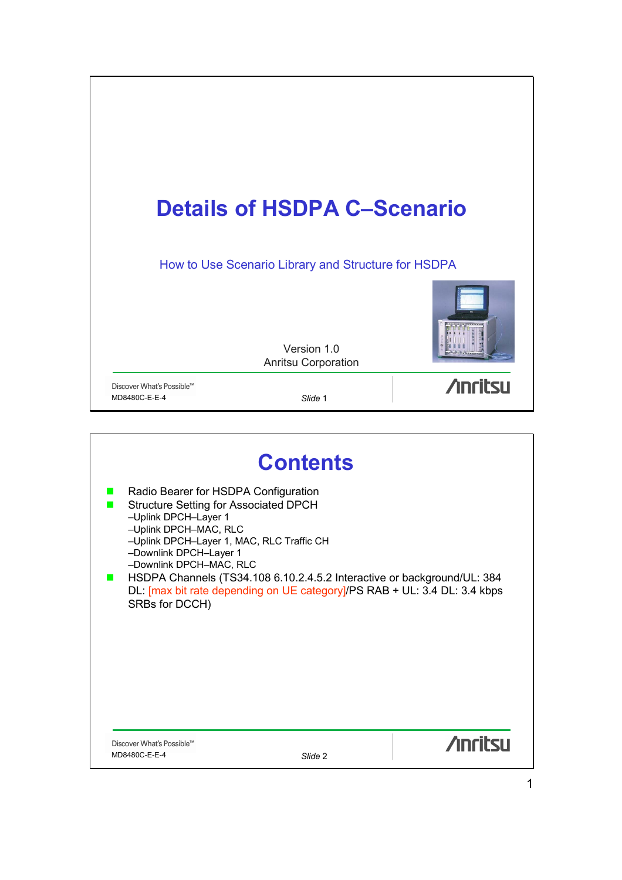# Details of HSDPA C–Scenario

How to Use Scenario Library and Structure for HSDPA

Version 1.0
Anritsu Corporation

Discover What's Possible™
MD8480C-E-E-4

*Slide* 1

# Contents

- Radio Bearer for HSDPA Configuration
- Structure Setting for Associated DPCH
  - –Uplink DPCH–Layer 1
  - –Uplink DPCH–MAC, RLC
  - –Uplink DPCH–Layer 1, MAC, RLC Traffic CH
  - –Downlink DPCH–Layer 1
  - –Downlink DPCH–MAC, RLC
- HSDPA Channels (TS34.108 6.10.2.4.5.2 Interactive or background/UL: 384 DL: [max bit rate depending on UE category]/PS RAB + UL: 3.4 DL: 3.4 kbps SRBs for DCCH)

Discover What's Possible™
MD8480C-E-E-4

*Slide* 2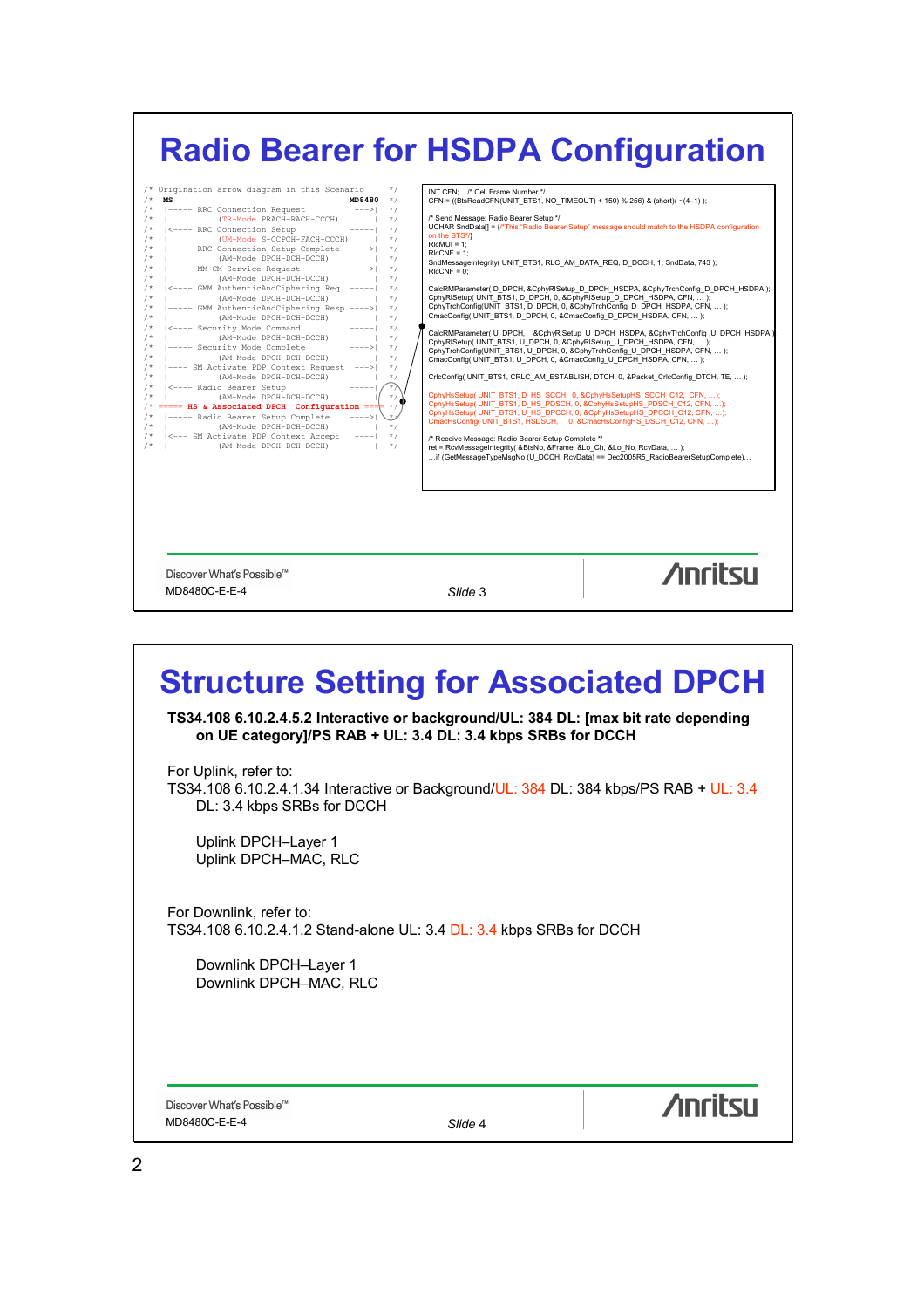# Radio Bearer for HSDPA Configuration

```
/*  Origination arrow diagram in this Scenario          */
/*  MS                                          MD8480  */
/*  |----- RRC Connection Request               --->|   */
/*  |         (TR-Mode PRACH-RACH-CCCH)             |   */
/*  |<---- RRC Connection Setup                -----|   */
/*  |         (UM-Mode S-CCPCH-FACH-CCCH)           |   */
/*  |----- RRC Connection Setup Complete       ---->|   */
/*  |         (AM-Mode DPCH-DCH-DCCH)               |   */
/*  |----- MM CM Service Request               ---->|   */
/*  |         (AM-Mode DPCH-DCH-DCCH)               |   */
/*  |<---- GMM AuthenticAndCiphering Req.      -----|   */
/*  |         (AM-Mode DPCH-DCH-DCCH)               |   */
/*  |----- GMM AuthenticAndCiphering Resp.     ---->|   */
/*  |         (AM-Mode DPCH-DCH-DCCH)               |   */
/*  |<---- Security Mode Command               -----|   */
/*  |         (AM-Mode DPCH-DCH-DCCH)               |   */
/*  |----- Security Mode Complete              ---->|   */
/*  |         (AM-Mode DPCH-DCH-DCCH)               |   */
/*  |---- SM Activate PDP Context Request      --->|    */
/*  |         (AM-Mode DPCH-DCH-DCCH)               |   */
/*  |<---- Radio Bearer Setup                  -----|   */
/*  |         (AM-Mode DPCH-DCH-DCCH)               |   */
/*  ===== HS & Associated DPCH  Configuration  ====     */
/*  |----- Radio Bearer Setup Complete         ---->|   */
/*  |         (AM-Mode DPCH-DCH-DCCH)               |   */
/*  |<--- SM Activate PDP Context Accept       -----|   */
/*  |         (AM-Mode DPCH-DCH-DCCH)               |   */
```

```
INT CFN;    /* Cell Frame Number */
CFN = ((BtsReadCFN(UNIT_BTS1, NO_TIMEOUT) + 150) % 256) & (short)( ~(4−1) );

/* Send Message: Radio Bearer Setup */
UCHAR SndData[] = {/*This "Radio Bearer Setup" message should match to the HSDPA configuration on the BTS*/}
RlcMUI = 1;
RlcCNF = 1;
SndMessageIntegrity( UNIT_BTS1, RLC_AM_DATA_REQ, D_DCCH, 1, SndData, 743 );
RlcCNF = 0;

CalcRMParameter( D_DPCH, &CphyRlSetup_D_DPCH_HSDPA, &CphyTrchConfig_D_DPCH_HSDPA );
CphyRlSetup( UNIT_BTS1, D_DPCH, 0, &CphyRlSetup_D_DPCH_HSDPA, CFN, … );
CphyTrchConfig(UNIT_BTS1, D_DPCH, 0, &CphyTrchConfig_D_DPCH_HSDPA, CFN, … );
CmacConfig( UNIT_BTS1, D_DPCH, 0, &CmacConfig_D_DPCH_HSDPA, CFN, … );

CalcRMParameter( U_DPCH,   &CphyRlSetup_U_DPCH_HSDPA, &CphyTrchConfig_U_DPCH_HSDPA );
CphyRlSetup( UNIT_BTS1, U_DPCH, 0, &CphyRlSetup_U_DPCH_HSDPA, CFN, … );
CphyTrchConfig(UNIT_BTS1, U_DPCH, 0, &CphyTrchConfig_U_DPCH_HSDPA, CFN, … );
CmacConfig( UNIT_BTS1, U_DPCH, 0, &CmacConfig_U_DPCH_HSDPA, CFN, … );

CrlcConfig( UNIT_BTS1, CRLC_AM_ESTABLISH, DTCH, 0, &Packet_CrlcConfig_DTCH, TE, … );

CphyHsSetup( UNIT_BTS1, D_HS_SCCH,  0, &CphyHsSetupHS_SCCH_C12,  CFN, …);
CphyHsSetup( UNIT_BTS1, D_HS_PDSCH, 0, &CphyHsSetupHS_PDSCH_C12, CFN, …);
CphyHsSetup( UNIT_BTS1, U_HS_DPCCH, 0, &CphyHsSetupHS_DPCCH_C12, CFN, …);
CmacHsConfig( UNIT_BTS1, HSDSCH,    0, &CmacHsConfigHS_DSCH_C12, CFN, …);

/* Receive Message: Radio Bearer Setup Complete */
ret = RcvMessageIntegrity( &BtsNo, &Frame, &Lo_Ch, &Lo_No, RcvData, … );
…if (GetMessageTypeMsgNo (U_DCCH, RcvData) == Dec2005R5_RadioBearerSetupComplete)…
```

Discover What's Possible™
MD8480C-E-E-4

# Structure Setting for Associated DPCH

**TS34.108 6.10.2.4.5.2 Interactive or background/UL: 384 DL: [max bit rate depending on UE category]/PS RAB + UL: 3.4 DL: 3.4 kbps SRBs for DCCH**

For Uplink, refer to:
TS34.108 6.10.2.4.1.34 Interactive or Background/UL: 384 DL: 384 kbps/PS RAB + UL: 3.4 DL: 3.4 kbps SRBs for DCCH

Uplink DPCH–Layer 1
Uplink DPCH–MAC, RLC

For Downlink, refer to:
TS34.108 6.10.2.4.1.2 Stand-alone UL: 3.4 DL: 3.4 kbps SRBs for DCCH

Downlink DPCH–Layer 1
Downlink DPCH–MAC, RLC

Discover What's Possible™
MD8480C-E-E-4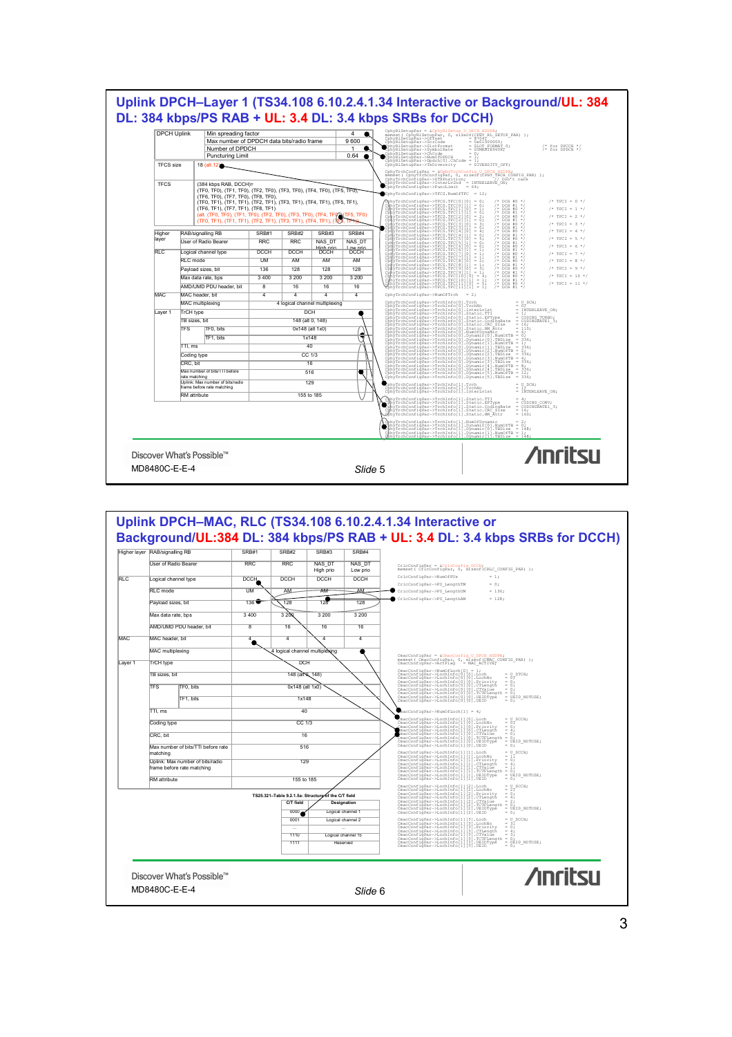## Uplink DPCH–Layer 1 (TS34.108 6.10.2.4.1.34 Interactive or Background/UL: 384 DL: 384 kbps/PS RAB + UL: 3.4 DL: 3.4 kbps SRBs for DCCH)

| DPCH Uplink | Min spreading factor | 4 |
|---|---|---|
| | Max number of DPDCH data bits/radio frame | 9 600 |
| | Number of DPDCH | 1 |
| | Puncturing Limit | 0.64 |

TFCS size: 18 (alt. 12)

TFCS: (384 kbps RAB, DCCH)= (TF0, TF0), (TF1, TF0), (TF2, TF0), (TF3, TF0), (TF4, TF0), (TF5, TF0), (TF6, TF0), (TF7, TF0), (TF8, TF0), (TF0, TF1), (TF1, TF1), (TF2, TF1), (TF3, TF1), (TF4, TF1), (TF5, TF1), (TF6, TF1), (TF7, TF1), (TF8, TF1)
(alt. (TF0, TF0), (TF1, TF0), (TF2, TF0), (TF3, TF0), (TF4, TF0), (TF5, TF0) (TF0, TF1), (TF1, TF1), (TF2, TF1), (TF3, TF1), (TF4, TF1), (TF5, TF1))

| | | SRB#1 | SRB#2 | SRB#3 | SRB#4 |
|---|---|---|---|---|---|
| Higher layer | RAB/signalling RB | | | | |
| | User of Radio Bearer | RRC | RRC | NAS_DT High prio | NAS_DT Low prio |
| RLC | Logical channel type | DCCH | DCCH | DCCH | DCCH |
| | RLC mode | UM | AM | AM | AM |
| | Payload sizes, bit | 136 | 128 | 128 | 128 |
| | Max data rate, bps | 3 400 | 3 200 | 3 200 | 3 200 |
| | AMD/UMD PDU header, bit | 8 | 16 | 16 | 16 |
| MAC | MAC header, bit | 4 | 4 | 4 | 4 |
| | MAC multiplexing | 4 logical channel multiplexing | | | |
| Layer 1 | TrCH type | DCH | | | |
| | TB sizes, bit | 148 (alt 0, 148) | | | |
| | TFS: TF0, bits | 0x148 (alt 1x0) | | | |
| | TFS: TF1, bits | 1x148 | | | |
| | TTI, ms | 40 | | | |
| | Coding type | CC 1/3 | | | |
| | CRC, bit | 16 | | | |
| | Max number of bits/TTI before rate matching | 516 | | | |
| | Uplink: Max number of bits/radio frame before rate matching | 129 | | | |
| | RM attribute | 155 to 185 | | | |

```
CphyRlSetupPar = &CphyRlSetup_U_DPCH_HSDPA;
memset( CphyRlSetupPar, 0, sizeof(CPHY_RL_SETUP_PAR) );
CphyRlSetupPar->Offset          = 87047;
CphyRlSetupPar->ScrCode         = 0x01000000;
CphyRlSetupPar->SlotFormat      = SLOT_FORMAT_0;
CphyRlSetupPar->SymbolRate      = SYMRATE960K;         /* for DPCCH */
CphyRlSetupPar->ChCode          = 0;                   /* for DPDCH */
CphyRlSetupPar->NumOfDPDCH      = 1;
CphyRlSetupPar->Dpdch[0].ChCode = 1;
CphyRlSetupPar->TxDiversity     = DIVERSITY_OFF;

CphyTrchConfigPar = &CphyTrchConfig_U_DPCH_HSDPA;
memset( CphyTrchConfigPar, 0, sizeof(CPHY_TRCH_CONFIG_PAR) );
CphyTrchConfigPar->DTXPosition  = 0;   /* Don't care */
CphyTrchConfigPar->Interleave   = INTERLEAVE_ON;
CphyTrchConfigPar->PuncLimit    = 64;

CphyTrchConfigPar->TFCS.NumOfTFC = 12;

CphyTrchConfigPar->TFCS.TFC[0][0]  = 0;  /* DCH #0 */  /* TFCI = 0 */
CphyTrchConfigPar->TFCS.TFC[0][1]  = 0;  /* DCH #1 */
CphyTrchConfigPar->TFCS.TFC[1][0]  = 1;  /* DCH #0 */  /* TFCI = 1 */
CphyTrchConfigPar->TFCS.TFC[1][1]  = 0;  /* DCH #1 */
CphyTrchConfigPar->TFCS.TFC[2][0]  = 2;  /* DCH #0 */  /* TFCI = 2 */
CphyTrchConfigPar->TFCS.TFC[2][1]  = 0;  /* DCH #1 */
CphyTrchConfigPar->TFCS.TFC[3][0]  = 3;  /* DCH #0 */  /* TFCI = 3 */
CphyTrchConfigPar->TFCS.TFC[3][1]  = 0;  /* DCH #1 */
CphyTrchConfigPar->TFCS.TFC[4][0]  = 4;  /* DCH #0 */  /* TFCI = 4 */
CphyTrchConfigPar->TFCS.TFC[4][1]  = 0;  /* DCH #1 */
CphyTrchConfigPar->TFCS.TFC[5][0]  = 5;  /* DCH #0 */  /* TFCI = 5 */
CphyTrchConfigPar->TFCS.TFC[5][1]  = 0;  /* DCH #1 */
CphyTrchConfigPar->TFCS.TFC[6][0]  = 0;  /* DCH #0 */  /* TFCI = 6 */
CphyTrchConfigPar->TFCS.TFC[6][1]  = 1;  /* DCH #1 */
CphyTrchConfigPar->TFCS.TFC[7][0]  = 1;  /* DCH #0 */  /* TFCI = 7 */
CphyTrchConfigPar->TFCS.TFC[7][1]  = 1;  /* DCH #1 */
CphyTrchConfigPar->TFCS.TFC[8][0]  = 2;  /* DCH #0 */  /* TFCI = 8 */
CphyTrchConfigPar->TFCS.TFC[8][1]  = 1;  /* DCH #1 */
CphyTrchConfigPar->TFCS.TFC[9][0]  = 3;  /* DCH #0 */  /* TFCI = 9 */
CphyTrchConfigPar->TFCS.TFC[9][1]  = 1;  /* DCH #1 */
CphyTrchConfigPar->TFCS.TFC[10][0] = 4;  /* DCH #0 */  /* TFCI = 10 */
CphyTrchConfigPar->TFCS.TFC[10][1] = 1;  /* DCH #1 */
CphyTrchConfigPar->TFCS.TFC[11][0] = 5;  /* DCH #0 */  /* TFCI = 11 */
CphyTrchConfigPar->TFCS.TFC[11][1] = 1;  /* DCH #1 */

CphyTrchConfigPar->NumOfTrch = 2;

CphyTrchConfigPar->TrchInfo[0].Trch                   = U_DCH;
CphyTrchConfigPar->TrchInfo[0].TrchNo                 = 0;
CphyTrchConfigPar->TrchInfo[0].Interleave             = INTERLEAVE_ON;
CphyTrchConfigPar->TrchInfo[0].Static.TTI             = 1;
CphyTrchConfigPar->TrchInfo[0].Static.ErType          = CODING_TURBO;
CphyTrchConfigPar->TrchInfo[0].Static.CodingRate      = CODINGRATE1_3;
CphyTrchConfigPar->TrchInfo[0].Static.CRC_Size        = 16;
CphyTrchConfigPar->TrchInfo[0].Static.RM_Attr         = 110;
CphyTrchConfigPar->TrchInfo[0].NumOfDynamic           = 6;
CphyTrchConfigPar->TrchInfo[0].Dynamic[0].NumOfTB     = 0;
CphyTrchConfigPar->TrchInfo[0].Dynamic[0].TBSize      = 336;
CphyTrchConfigPar->TrchInfo[0].Dynamic[1].NumOfTB     = 1;
CphyTrchConfigPar->TrchInfo[0].Dynamic[1].TBSize      = 336;
CphyTrchConfigPar->TrchInfo[0].Dynamic[2].NumOfTB     = 2;
CphyTrchConfigPar->TrchInfo[0].Dynamic[2].TBSize      = 336;
CphyTrchConfigPar->TrchInfo[0].Dynamic[3].NumOfTB     = 4;
CphyTrchConfigPar->TrchInfo[0].Dynamic[3].TBSize      = 336;
CphyTrchConfigPar->TrchInfo[0].Dynamic[4].NumOfTB     = 8;
CphyTrchConfigPar->TrchInfo[0].Dynamic[4].TBSize      = 336;
CphyTrchConfigPar->TrchInfo[0].Dynamic[5].NumOfTB     = 12;
CphyTrchConfigPar->TrchInfo[0].Dynamic[5].TBSize      = 336;

CphyTrchConfigPar->TrchInfo[1].Trch                   = U_DCH;
CphyTrchConfigPar->TrchInfo[1].TrchNo                 = 1;
CphyTrchConfigPar->TrchInfo[1].Interleave             = INTERLEAVE_ON;
CphyTrchConfigPar->TrchInfo[1].Static.TTI             = 4;
CphyTrchConfigPar->TrchInfo[1].Static.ErType          = CODING_CONV;
CphyTrchConfigPar->TrchInfo[1].Static.CodingRate      = CODINGRATE1_3;
CphyTrchConfigPar->TrchInfo[1].Static.CRC_Size        = 16;
CphyTrchConfigPar->TrchInfo[1].Static.RM_Attr         = 160;
CphyTrchConfigPar->TrchInfo[1].NumOfDynamic           = 2;
CphyTrchConfigPar->TrchInfo[1].Dynamic[0].NumOfTB     = 0;
CphyTrchConfigPar->TrchInfo[1].Dynamic[0].TBSize      = 148;
CphyTrchConfigPar->TrchInfo[1].Dynamic[1].NumOfTB     = 1;
CphyTrchConfigPar->TrchInfo[1].Dynamic[1].TBSize      = 148;
```

Discover What's Possible™
MD8480C-E-E-4
Slide 5

## Uplink DPCH–MAC, RLC (TS34.108 6.10.2.4.1.34 Interactive or Background/UL:384 DL: 384 kbps/PS RAB + UL: 3.4 DL: 3.4 kbps SRBs for DCCH)

| | | SRB#1 | SRB#2 | SRB#3 | SRB#4 |
|---|---|---|---|---|---|
| Higher layer | RAB/signalling RB | | | | |
| | User of Radio Bearer | RRC | RRC | NAS_DT High prio | NAS_DT Low prio |
| RLC | Logical channel type | DCCH | DCCH | DCCH | DCCH |
| | RLC mode | UM | AM | AM | AM |
| | Payload sizes, bit | 136 | 128 | 128 | 128 |
| | Max data rate, bps | 3 400 | 3 200 | 3 200 | 3 200 |
| | AMD/UMD PDU header, bit | 8 | 16 | 16 | 16 |
| MAC | MAC header, bit | 4 | 4 | 4 | 4 |
| | MAC multiplexing | 4 logical channel multiplexing | | | |
| Layer 1 | TrCH type | DCH | | | |
| | TB sizes, bit | 148 (alt 0, 148) | | | |
| | TFS: TF0, bits | 0x148 (alt 1x0) | | | |
| | TFS: TF1, bits | 1x148 | | | |
| | TTI, ms | 40 | | | |
| | Coding type | CC 1/3 | | | |
| | CRC, bit | 16 | | | |
| | Max number of bits/TTI before rate matching | 516 | | | |
| | Uplink: Max number of bits/radio frame before rate matching | 129 | | | |
| | RM attribute | 155 to 185 | | | |

TS25.321–Table 9.2.1.5a: Structure of the C/T field

| C/T field | Designation |
|---|---|
| 0000 | Logical channel 1 |
| 0001 | Logical channel 2 |
| ... | ... |
| 1110 | Logical channel 15 |
| 1111 | Reserved |

```
CrlcConfigPar = &CrlcConfig_DCCH;
memset( CrlcConfigPar, 0, sizeof(CRLC_CONFIG_PAR) );
CrlcConfigPar->NumOfPUs      = 1;
CrlcConfigPar->PU_LengthTM   = 0;
CrlcConfigPar->PU_LengthUM   = 136;
CrlcConfigPar->PU_LengthAM   = 128;

CmacConfigPar = &CmacConfig_U_DPCH_HSDPA;
memset( CmacConfigPar, 0, sizeof(CMAC_CONFIG_PAR) );
CmacConfigPar->ActFlag = MAC_ACTIVE;

CmacConfigPar->NumOfLoch[0] = 1;
CmacConfigPar->LochInfo[0][0].Loch        = U_DTCH;
CmacConfigPar->LochInfo[0][0].LochNo      = 0;
CmacConfigPar->LochInfo[0][0].Priority    = 0;
CmacConfigPar->LochInfo[0][0].CTLength    = 0;
CmacConfigPar->LochInfo[0][0].CTValue     = 0;
CmacConfigPar->LochInfo[0][0].TCTFLength  = 0;
CmacConfigPar->LochInfo[0][0].UEIDType    = UEID_NOTUSE;
CmacConfigPar->LochInfo[0][0].UEID        = 0;

CmacConfigPar->NumOfLoch[1] = 4;
CmacConfigPar->LochInfo[1][0].Loch        = U_DCCH;
CmacConfigPar->LochInfo[1][0].LochNo      = 0;
CmacConfigPar->LochInfo[1][0].Priority    = 0;
CmacConfigPar->LochInfo[1][0].CTLength    = 4;
CmacConfigPar->LochInfo[1][0].CTValue     = 0;
CmacConfigPar->LochInfo[1][0].TCTFLength  = 0;
CmacConfigPar->LochInfo[1][0].UEIDType    = UEID_NOTUSE;
CmacConfigPar->LochInfo[1][0].UEID        = 0;

CmacConfigPar->LochInfo[1][1].Loch        = U_DCCH;
CmacConfigPar->LochInfo[1][1].LochNo      = 1;
CmacConfigPar->LochInfo[1][1].Priority    = 0;
CmacConfigPar->LochInfo[1][1].CTLength    = 4;
CmacConfigPar->LochInfo[1][1].CTValue     = 1;
CmacConfigPar->LochInfo[1][1].TCTFLength  = 0;
CmacConfigPar->LochInfo[1][1].UEIDType    = UEID_NOTUSE;
CmacConfigPar->LochInfo[1][1].UEID        = 0;

CmacConfigPar->LochInfo[1][2].Loch        = U_DCCH;
CmacConfigPar->LochInfo[1][2].LochNo      = 2;
CmacConfigPar->LochInfo[1][2].Priority    = 0;
CmacConfigPar->LochInfo[1][2].CTLength    = 4;
CmacConfigPar->LochInfo[1][2].CTValue     = 2;
CmacConfigPar->LochInfo[1][2].TCTFLength  = 0;
CmacConfigPar->LochInfo[1][2].UEIDType    = UEID_NOTUSE;
CmacConfigPar->LochInfo[1][2].UEID        = 0;

CmacConfigPar->LochInfo[1][3].Loch        = U_DCCH;
CmacConfigPar->LochInfo[1][3].LochNo      = 3;
CmacConfigPar->LochInfo[1][3].Priority    = 0;
CmacConfigPar->LochInfo[1][3].CTLength    = 4;
CmacConfigPar->LochInfo[1][3].CTValue     = 3;
CmacConfigPar->LochInfo[1][3].TCTFLength  = 0;
CmacConfigPar->LochInfo[1][3].UEIDType    = UEID_NOTUSE;
CmacConfigPar->LochInfo[1][3].UEID        = 0;
```

Discover What's Possible™
MD8480C-E-E-4
Slide 6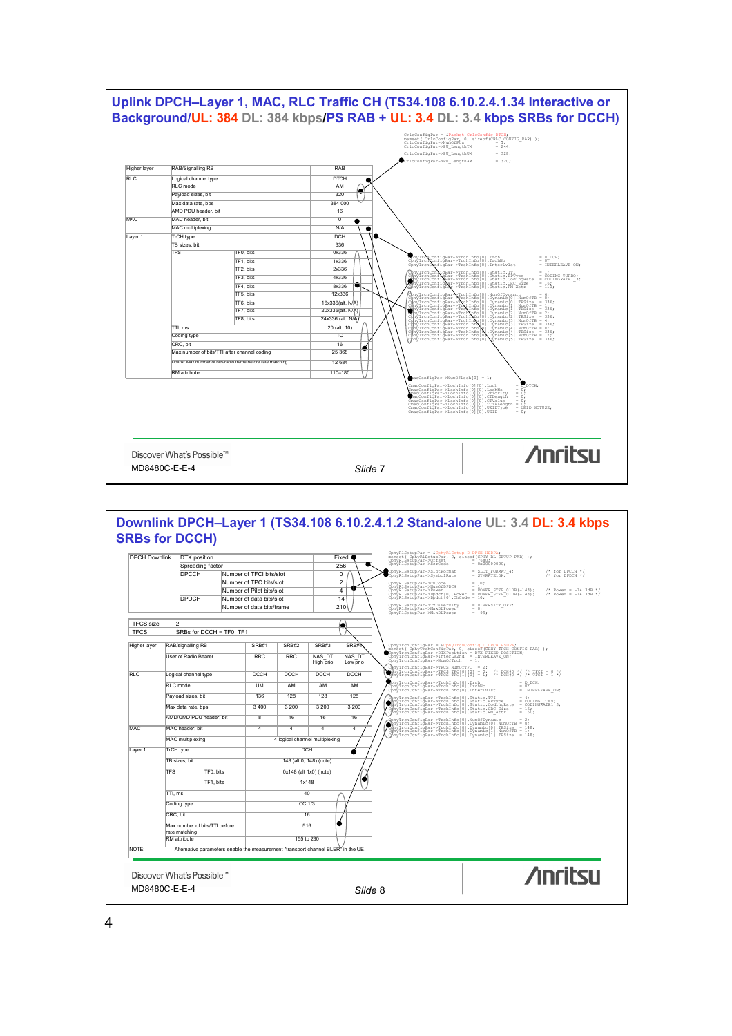# Uplink DPCH–Layer 1, MAC, RLC Traffic CH (TS34.108 6.10.2.4.1.34 Interactive or Background/UL: 384 DL: 384 kbps/PS RAB + UL: 3.4 DL: 3.4 kbps SRBs for DCCH)

```
CrlcConfigPar = &Packet_CrlcConfig_DTCH;
memset( CrlcConfigPar, 0, sizeof(CRLC_CONFIG_PAR) );
CrlcConfigPar->NumOfPDUs          = 7;
CrlcConfigPar->PU_LengthTM        = 244;
CrlcConfigPar->PU_LengthUM        = 328;
CrlcConfigPar->PU_LengthAM        = 320;
```

| Higher layer | RAB/Signalling RB | | RAB |
|---|---|---|---|
| RLC | Logical channel type | | DTCH |
| | RLC mode | | AM |
| | Payload sizes, bit | | 320 |
| | Max data rate, bps | | 384 000 |
| | AMD PDU header, bit | | 16 |
| MAC | MAC header, bit | | 0 |
| | MAC multiplexing | | N/A |
| Layer 1 | TrCH type | | DCH |
| | TB sizes, bit | | 336 |
| | TFS | TF0, bits | 0x336 |
| | | TF1, bits | 1x336 |
| | | TF2, bits | 2x336 |
| | | TF3, bits | 4x336 |
| | | TF4, bits | 8x336 |
| | | TF5, bits | 12x336 |
| | | TF6, bits | 16x336(alt. N/A) |
| | | TF7, bits | 20x336(alt. N/A) |
| | | TF8, bits | 24x336 (alt. N/A) |
| | TTI, ms | | 20 (alt. 10) |
| | Coding type | | TC |
| | CRC, bit | | 16 |
| | Max number of bits/TTI after channel coding | | 25 368 |
| | Uplink: Max number of bits/radio frame before rate matching | | 12 684 |
| | RM attribute | | 110–180 |

```
CphyTrchConfigPar->TrchInfo[0].Trch                    = U_DCH;
CphyTrchConfigPar->TrchInfo[0].TrchNo                  = 07
CphyTrchConfigPar->TrchInfo[0].Interlvlst              = INTERLEAVE_ON;
CphyTrchConfigPar->TrchInfo[0].Static.TTI              = 1;
CphyTrchConfigPar->TrchInfo[0].Static.EPType           = CODING_TURBO;
CphyTrchConfigPar->TrchInfo[0].Static.CodingRate       = CODINGRATE1_3;
CphyTrchConfigPar->TrchInfo[0].Static.CRC_Size         = 16;
CphyTrchConfigPar->TrchInfo[0].Static.RM_Attr          = 110;
CphyTrchConfigPar->TrchInfo[0].NumOfDynamic            = 6;
CphyTrchConfigPar->TrchInfo[0].Dynamic[0].NumOfTB      = 0;
CphyTrchConfigPar->TrchInfo[0].Dynamic[0].TBSize       = 336;
CphyTrchConfigPar->TrchInfo[0].Dynamic[1].NumOfTB      = 1;
CphyTrchConfigPar->TrchInfo[0].Dynamic[1].TBSize       = 336;
CphyTrchConfigPar->TrchInfo[0].Dynamic[2].NumOfTB      = 2;
CphyTrchConfigPar->TrchInfo[0].Dynamic[2].TBSize       = 336;
CphyTrchConfigPar->TrchInfo[0].Dynamic[3].NumOfTB      = 4;
CphyTrchConfigPar->TrchInfo[0].Dynamic[3].TBSize       = 336;
CphyTrchConfigPar->TrchInfo[0].Dynamic[4].NumOfTB      = 8;
CphyTrchConfigPar->TrchInfo[0].Dynamic[4].TBSize       = 336;
CphyTrchConfigPar->TrchInfo[0].Dynamic[5].NumOfTB      = 12;
CphyTrchConfigPar->TrchInfo[0].Dynamic[5].TBSize       = 336;

CmacConfigPar->NumOfLoch[0] = 1;
CmacConfigPar->LochInfo[0][0].Loch                     = DTCH;
CmacConfigPar->LochInfo[0][0].LochNo                   = 07
CmacConfigPar->LochInfo[0][0].Priority                 = 0;
CmacConfigPar->LochInfo[0][0].CTLength                 = 0;
CmacConfigPar->LochInfo[0][0].CTValue                  = 0;
CmacConfigPar->LochInfo[0][0].TCTFLength               = 0;
CmacConfigPar->LochInfo[0][0].UEIDType                 = UEID_NOTUSE;
CmacConfigPar->LochInfo[0][0].UEID                     = 0;
```

Discover What's Possible™

MD8480C-E-E-4

Slide 7

# Downlink DPCH–Layer 1 (TS34.108 6.10.2.4.1.2 Stand-alone UL: 3.4 DL: 3.4 kbps SRBs for DCCH)

| DPCH Downlink | DTX position | | Fixed |
|---|---|---|---|
| | Spreading factor | | 256 |
| | DPCCH | Number of TFCI bits/slot | 0 |
| | | Number of TPC bits/slot | 2 |
| | | Number of Pilot bits/slot | 4 |
| | DPDCH | Number of data bits/slot | 14 |
| | | Number of data bits/frame | 210 |

| TFCS size | 2 |
|---|---|
| TFCS | SRBs for DCCH = TF0, TF1 |

| Higher layer | RAB/signalling RB | | SRB#1 | SRB#2 | SRB#3 | SRB#4 |
|---|---|---|---|---|---|---|
| | User of Radio Bearer | | RRC | RRC | NAS_DT High prio | NAS_DT Low prio |
| RLC | Logical channel type | | DCCH | DCCH | DCCH | DCCH |
| | RLC mode | | UM | AM | AM | AM |
| | Payload sizes, bit | | 136 | 128 | 128 | 128 |
| | Max data rate, bps | | 3 400 | 3 200 | 3 200 | 3 200 |
| | AMD/UMD PDU header, bit | | 8 | 16 | 16 | 16 |
| MAC | MAC header, bit | | 4 | 4 | 4 | 4 |
| | MAC multiplexing | | 4 logical channel multiplexing | | | |
| Layer 1 | TrCH type | | DCH | | | |
| | TB sizes, bit | | 148 (alt 0, 148) (note) | | | |
| | TFS | TF0, bits | 0x148 (alt 1x0) (note) | | | |
| | | TF1, bits | 1x148 | | | |
| | TTI, ms | | 40 | | | |
| | Coding type | | CC 1/3 | | | |
| | CRC, bit | | 16 | | | |
| | Max number of bits/TTI before rate matching | | 516 | | | |
| | RM attribute | | 155 to 230 | | | |
| NOTE: | Alternative parameters enable the measurement "transport channel BLER" in the UE. | | | | | |

```
CphyRlSetupPar = &CphyRlSetup_D_DPCH_HSDPA;
memset( CphyRlSetupPar, 0, sizeof(CPHY_RL_SETUP_PAR) );
CphyRlSetupPar->Freq              = 10562;
CphyRlSetupPar->Offset            = 0x00000090;
CphyRlSetupPar->ScrCode           = 1;
CphyRlSetupPar->SlotFormat        = SLOT_FORMAT_4;        /* for DPCCH */
CphyRlSetupPar->SymbolRate        = SYMRATE15K;           /* for DPCCH */
CphyRlSetupPar->ChCode            = 10;
CphyRlSetupPar->NumOfDPDCH        = 1;
CphyRlSetupPar->Power             = POWER_STEP_01DB(-143);  /* Power = -14.3dB */
CphyRlSetupPar->Dpdch[0].Power    = POWER_STEP_01DB(-143);  /* Power = -14.3dB */
CphyRlSetupPar->Dpdch[0].ChCode   = 10;
CphyRlSetupPar->TxDiversity       = DIVERSITY_OFF;
CphyRlSetupPar->MaxDLPower        = 0;
CphyRlSetupPar->MinDLPower        = -99;

CphyTrchConfigPar = &CphyTrchConfig_D_DPCH_HSDPA;
memset( CphyTrchConfigPar, 0, sizeof(CPHY_TRCH_CONFIG_PAR) );
CphyTrchConfigPar->DTXPosition    = DTX_FIXED_POSITION;
CphyTrchConfigPar->InterLv2nd     = INTERLEAVE_ON;
CphyTrchConfigPar->NumOfTrch      = 1;
CphyTrchConfigPar->TFCS.NumOfTFC  = 2;
CphyTrchConfigPar->TFCS.TFC[0][0] = 0;   /* DCH#0 */ /* TFCI = 0 */
CphyTrchConfigPar->TFCS.TFC[1][0] = 1;   /* DCH#0 */ /* TFCI = 1 */
CphyTrchConfigPar->TrchInfo[0].Trch                  = D_DCH;
CphyTrchConfigPar->TrchInfo[0].TrchNo                = 07
CphyTrchConfigPar->TrchInfo[0].Interlvlst            = INTERLEAVE_ON;
CphyTrchConfigPar->TrchInfo[0].Static.TTI            = 4;
CphyTrchConfigPar->TrchInfo[0].Static.EPType         = CODING_CONV;
CphyTrchConfigPar->TrchInfo[0].Static.CodingRate     = CODINGRATE1_3;
CphyTrchConfigPar->TrchInfo[0].Static.CRC_Size       = 16;
CphyTrchConfigPar->TrchInfo[0].Static.RM_Attr        = 160;
CphyTrchConfigPar->TrchInfo[0].NumOfDynamic          = 2;
CphyTrchConfigPar->TrchInfo[0].Dynamic[0].NumOfTB    = 0;
CphyTrchConfigPar->TrchInfo[0].Dynamic[0].TBSize     = 148;
CphyTrchConfigPar->TrchInfo[0].Dynamic[1].NumOfTB    = 1;
CphyTrchConfigPar->TrchInfo[0].Dynamic[1].TBSize     = 148;
```

Discover What's Possible™

MD8480C-E-E-4

Slide 8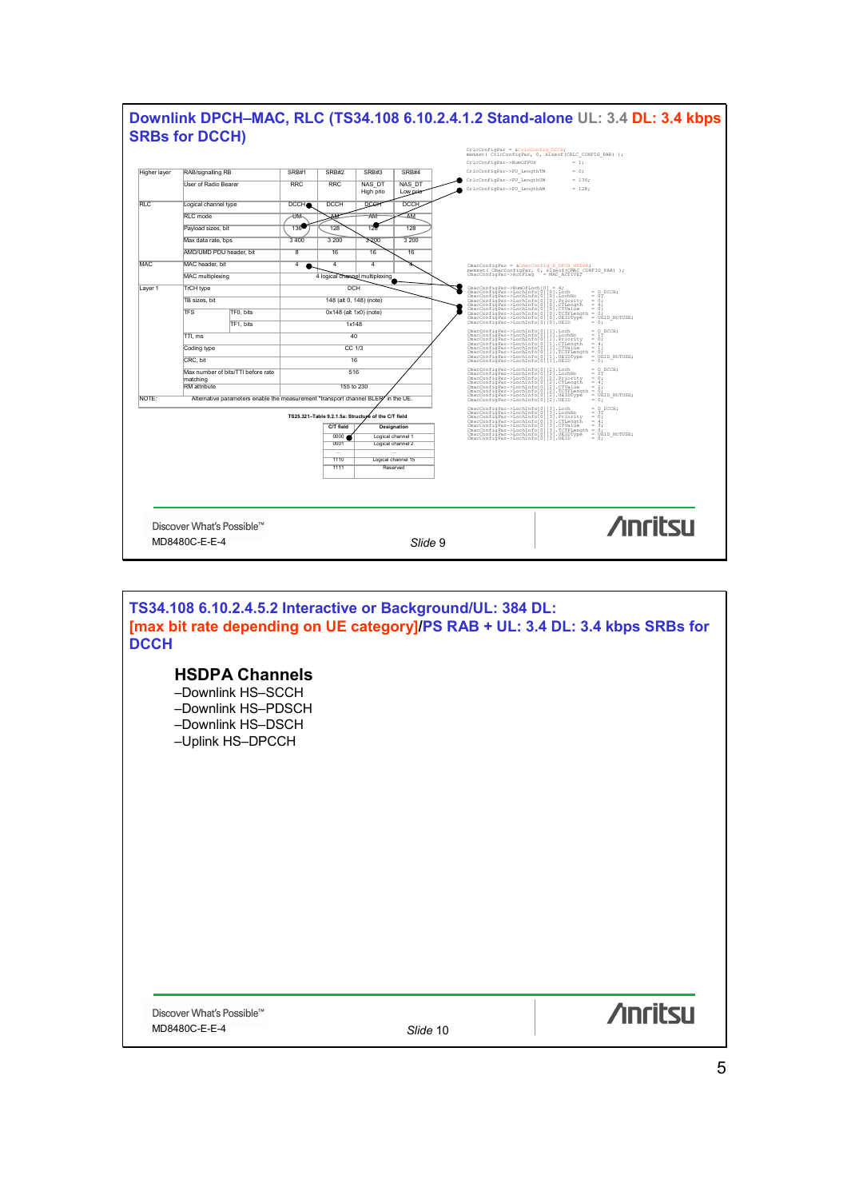## Downlink DPCH–MAC, RLC (TS34.108 6.10.2.4.1.2 Stand-alone UL: 3.4 DL: 3.4 kbps SRBs for DCCH)

| Higher layer | RAB/signalling RB | | SRB#1 | SRB#2 | SRB#3 | SRB#4 |
|---|---|---|---|---|---|---|
| | User of Radio Bearer | | RRC | RRC | NAS_DT High prio | NAS_DT Low prio |
| RLC | Logical channel type | | DCCH | DCCH | DCCH | DCCH |
| | RLC mode | | UM | AM | AM | AM |
| | Payload sizes, bit | | 136 | 128 | 128 | 128 |
| | Max data rate, bps | | 3 400 | 3 200 | 3 200 | 3 200 |
| | AMD/UMD PDU header, bit | | 8 | 16 | 16 | 16 |
| MAC | MAC header, bit | | 4 | 4 | 4 | 4 |
| | MAC multiplexing | | 4 logical channel multiplexing | | | |
| Layer 1 | TrCH type | | DCH | | | |
| | TB sizes, bit | | 148 (alt 0, 148) (note) | | | |
| | TFS | TF0, bits | 0x148 (alt 1x0) (note) | | | |
| | | TF1, bits | 1x148 | | | |
| | TTI, ms | | 40 | | | |
| | Coding type | | CC 1/3 | | | |
| | CRC, bit | | 16 | | | |
| | Max number of bits/TTI before rate matching | | 516 | | | |
| | RM attribute | | 155 to 230 | | | |
| NOTE: | Alternative parameters enable the measurement "transport channel BLER" in the UE. | | | | | |

TS25.321–Table 9.2.1.5a: Structure of the C/T field

| C/T field | Designation |
|---|---|
| 0000 | Logical channel 1 |
| 0001 | Logical channel 2 |
| ... | ... |
| 1110 | Logical channel 15 |
| 1111 | Reserved |

```
CrlcConfigPar = &CrlcConfig_DCCH;
memset( CrlcConfigPar, 0, sizeof(CRLC_CONFIG_PAR) );
CrlcConfigPar->NumOfPDUs          = 1;
CrlcConfigPar->PU_LengthTM        = 0;
CrlcConfigPar->PU_LengthUM        = 136;
CrlcConfigPar->PU_LengthAM        = 128;

CmacConfigPar = &CmacConfig_D_DPCH_HSDPA;
memset( CmacConfigPar, 0, sizeof(CMAC_CONFIG_PAR) );
CmacConfigPar->ActFlag    = MAC_ACTIVE;

CmacConfigPar->NumOfLoch[0] = 4;
CmacConfigPar->LochInfo[0][0].Loch        = D_DCCH;
CmacConfigPar->LochInfo[0][0].LochNo      = 0;
CmacConfigPar->LochInfo[0][0].Priority    = 0;
CmacConfigPar->LochInfo[0][0].CTLength    = 4;
CmacConfigPar->LochInfo[0][0].CTValue     = 0;
CmacConfigPar->LochInfo[0][0].UEIDType    = UEID_NOTUSE;
CmacConfigPar->LochInfo[0][0].UEID        = 0;

CmacConfigPar->LochInfo[0][1].Loch        = D_DCCH;
CmacConfigPar->LochInfo[0][1].LochNo      = 17;
CmacConfigPar->LochInfo[0][1].Priority    = 0;
CmacConfigPar->LochInfo[0][1].CTLength    = 4;
CmacConfigPar->LochInfo[0][1].CTValue     = 1;
CmacConfigPar->LochInfo[0][1].UEIDType    = UEID_NOTUSE;
CmacConfigPar->LochInfo[0][1].UEID        = 0;

CmacConfigPar->LochInfo[0][2].Loch        = D_DCCH;
CmacConfigPar->LochInfo[0][2].LochNo      = 17;
CmacConfigPar->LochInfo[0][2].Priority    = 0;
CmacConfigPar->LochInfo[0][2].CTLength    = 4;
CmacConfigPar->LochInfo[0][2].CTValue     = 2;
CmacConfigPar->LochInfo[0][2].UEIDType    = UEID_NOTUSE;
CmacConfigPar->LochInfo[0][2].UEID        = 0;

CmacConfigPar->LochInfo[0][3].Loch        = D_DCCH;
CmacConfigPar->LochInfo[0][3].LochNo      = 17;
CmacConfigPar->LochInfo[0][3].Priority    = 0;
CmacConfigPar->LochInfo[0][3].CTLength    = 4;
CmacConfigPar->LochInfo[0][3].CTValue     = 3;
CmacConfigPar->LochInfo[0][3].UEIDType    = UEID_NOTUSE;
CmacConfigPar->LochInfo[0][3].UEID        = 0;
```

Discover What's Possible™
MD8480C-E-E-4

Slide 9

## TS34.108 6.10.2.4.5.2 Interactive or Background/UL: 384 DL: [max bit rate depending on UE category]/PS RAB + UL: 3.4 DL: 3.4 kbps SRBs for DCCH

### HSDPA Channels

–Downlink HS–SCCH
–Downlink HS–PDSCH
–Downlink HS–DSCH
–Uplink HS–DPCCH

Discover What's Possible™
MD8480C-E-E-4

Slide 10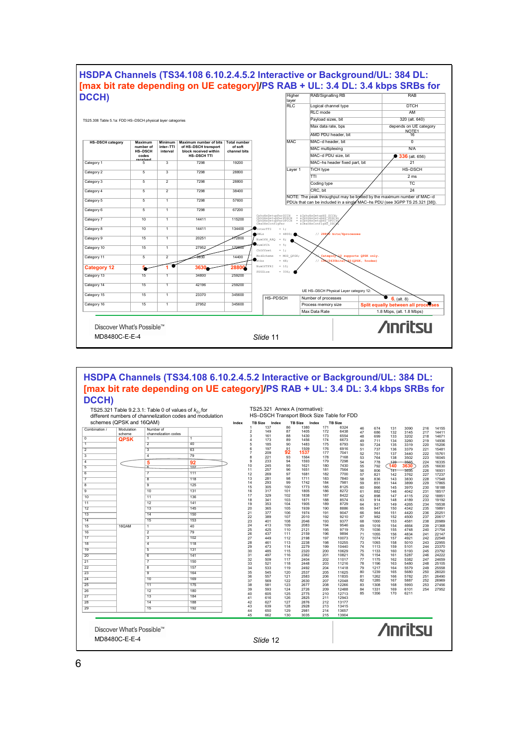# HSDPA Channels (TS34.108 6.10.2.4.5.2 Interactive or Background/UL: 384 DL: [max bit rate depending on UE category]/PS RAB + UL: 3.4 DL: 3.4 kbps SRBs for DCCH)

TS25.306 Table 5.1a: FDD HS-DSCH physical layer categories

| HS-DSCH category | Maximum number of HS-DSCH codes received | Minimum inter-TTI interval | Maximum number of bits of HS-DSCH transport block received within HS-DSCH TTI | Total number of soft channel bits |
|---|---|---|---|---|
| Category 1 | 5 | 3 | 7298 | 19200 |
| Category 2 | 5 | 3 | 7298 | 28800 |
| Category 3 | 5 | 2 | 7298 | 28800 |
| Category 4 | 5 | 2 | 7298 | 38400 |
| Category 5 | 5 | 1 | 7298 | 57600 |
| Category 6 | 5 | 1 | 7298 | 67200 |
| Category 7 | 10 | 1 | 14411 | 115200 |
| Category 8 | 10 | 1 | 14411 | 134400 |
| Category 9 | 15 | 1 | 20251 | 172800 |
| Category 10 | 15 | 1 | 27952 | 172800 |
| Category 11 | 5 | 2 | 3630 | 14400 |
| **Category 12** | **5** | **1** | **3630** | **28800** |
| Category 13 | 15 | 1 | 34800 | 259200 |
| Category 14 | 15 | 1 | 42196 | 259200 |
| Category 15 | 15 | 1 | 23370 | 345600 |
| Category 16 | 15 | 1 | 27952 | 345600 |

| Higher layer | RAB/Signalling RB | RAB |
|---|---|---|
| RLC | Logical channel type | DTCH |
| | RLC mode | AM |
| | Payload sizes, bit | 320 (alt. 640) |
| | Max data rate, bps | depends on UE category NOTE1 |
| | AMD PDU header, bit | 16 |
| MAC | MAC–d header, bit | 0 |
| | MAC multiplexing | N/A |
| | MAC–d PDU size, bit | **336** (alt. 656) |
| | MAC–hs header fixed part, bit | 21 |
| Layer 1 | TrCH type | HS–DSCH |
| | TTI | 2 ms |
| | Coding type | TC |
| | CRC, bit | 24 |

NOTE: The peak throughput may be limited by the maximum number of MAC–d PDUs that can be included in a single MAC–hs PDU (see 3GPP TS 25.321 [38]).

```
CphyHsSetupParSCCH    = &CphyHsSetupHS_SCCH;
CphyHsSetupParPDSCH   = &CphyHsSetupHS_PDSCH;
CphyHsSetupParDPCCH   = &CphyHsSetupHS_DPCCH;
CmacHsConfigPar       = &CmacHsConfigHF_DSCH;
InterTTI              = 1;
SMLs                  = 4800;    // 28800 bits/6processes
NumOfH_ARQ            = 6;
NumOfCh               = 5;
ChOffset              = 1;
ModScheme             = MOD_QPSK;    // Category 12 supports QPSK only
Ktbs                  = 48;          // 140(3630bits) 92(QPSK, 5codes)
NumOfTFRI             = 10;
PDUSize               = 336;
```

UE HS–DSCH Physical Layer category 12:

| HS–PDSCH | Number of processes | **6**, (alt. 8) |
|---|---|---|
| | Process memory size | **Split equally between all processes** |
| | Max Data Rate | 1.8 Mbps, (alt. 1.8 Mbps) |

Discover What's Possible™

MD8480C-E-E-4

*Slide 11*

# HSDPA Channels (TS34.108 6.10.2.4.5.2 Interactive or Background/UL: 384 DL: [max bit rate depending on UE category]/PS RAB + UL: 3.4 DL: 3.4 kbps SRBs for DCCH)

TS25.321 Table 9.2.3.1: Table 0 of values of $k_{0,i}$ for different numbers of channelization codes and modulation schemes (QPSK and 16QAM)

| Combination i | Modulation scheme | Number of channelization codes | $k_{0,i}$ |
|---|---|---|---|
| 0 | **QPSK** | 1 | 1 |
| 1 | | 2 | 40 |
| 2 | | 3 | 63 |
| 3 | | 4 | 79 |
| 4 | | **5** | **92** |
| 5 | | 6 | 102 |
| 6 | | 7 | 111 |
| 7 | | 8 | 118 |
| 8 | | 9 | 125 |
| 9 | | 10 | 131 |
| 10 | | 11 | 136 |
| 11 | | 12 | 141 |
| 12 | | 13 | 145 |
| 13 | | 14 | 150 |
| 14 | | 15 | 153 |
| 15 | 16QAM | 1 | 40 |
| 16 | | 2 | 79 |
| 17 | | 3 | 102 |
| 18 | | 4 | 118 |
| 19 | | 5 | 131 |
| 20 | | 6 | 141 |
| 21 | | 7 | 150 |
| 22 | | 8 | 157 |
| 23 | | 9 | 164 |
| 24 | | 10 | 169 |
| 25 | | 11 | 175 |
| 26 | | 12 | 180 |
| 27 | | 13 | 184 |
| 28 | | 14 | 188 |
| 29 | | 15 | 192 |

TS25.321 Annex A (normative): HS–DSCH Transport Block Size Table for FDD

| Index | TB Size | Index | TB Size | Index | TB Size | Index | TB Size | Index | TB Size | Index | TB Size |
|---|---|---|---|---|---|---|---|---|---|---|---|
| 1 | 137 | 86 | 1380 | 171 | 6324 | 46 | 674 | 131 | 3090 | 216 | 14155 |
| 2 | 149 | 87 | 1405 | 172 | 6438 | 47 | 686 | 132 | 3145 | 217 | 14411 |
| 3 | 161 | 88 | 1430 | 173 | 6554 | 48 | 699 | 133 | 3202 | 218 | 14671 |
| 4 | 173 | 89 | 1456 | 174 | 6673 | 49 | 711 | 134 | 3260 | 219 | 14936 |
| 5 | 185 | 90 | 1483 | 175 | 6793 | 50 | 724 | 135 | 3319 | 220 | 15206 |
| 6 | 197 | 91 | 1509 | 176 | 6916 | 51 | 737 | 136 | 3379 | 221 | 15481 |
| 7 | 209 | **92** | **1537** | 177 | 7041 | 52 | 751 | 137 | 3440 | 222 | 15761 |
| 8 | 221 | 93 | 1564 | 178 | 7168 | 53 | 764 | 138 | 3502 | 223 | 16045 |
| 9 | 233 | 94 | 1593 | 179 | 7298 | 54 | 778 | 139 | 3565 | 224 | 16335 |
| 10 | 245 | 95 | 1621 | 180 | 7430 | 55 | 792 | **140** | **3630** | 225 | 16630 |
| 11 | 257 | 96 | 1651 | 181 | 7564 | 56 | 806 | 141 | 3695 | 226 | 16931 |
| 12 | 269 | 97 | 1681 | 182 | 7700 | 57 | 821 | 142 | 3762 | 227 | 17237 |
| 13 | 281 | 98 | 1711 | 183 | 7840 | 58 | 836 | 143 | 3830 | 228 | 17548 |
| 14 | 293 | 99 | 1742 | 184 | 7981 | 59 | 851 | 144 | 3899 | 229 | 17865 |
| 15 | 305 | 100 | 1773 | 185 | 8125 | 60 | 866 | 145 | 3970 | 230 | 18188 |
| 16 | 317 | 101 | 1805 | 186 | 8272 | 61 | 882 | 146 | 4042 | 231 | 18517 |
| 17 | 329 | 102 | 1838 | 187 | 8422 | 62 | 898 | 147 | 4115 | 232 | 18851 |
| 18 | 341 | 103 | 1871 | 188 | 8574 | 63 | 914 | 148 | 4189 | 233 | 19192 |
| 19 | 353 | 104 | 1905 | 189 | 8729 | 64 | 931 | 149 | 4265 | 234 | 19538 |
| 20 | 365 | 105 | 1939 | 190 | 8886 | 65 | 947 | 150 | 4342 | 235 | 19891 |
| 21 | 377 | 106 | 1974 | 191 | 9047 | 66 | 964 | 151 | 4420 | 236 | 20251 |
| 22 | 389 | 107 | 2010 | 192 | 9210 | 67 | 982 | 152 | 4500 | 237 | 20617 |
| 23 | 401 | 108 | 2046 | 193 | 9377 | 68 | 1000 | 153 | 4581 | 238 | 20989 |
| 24 | 413 | 109 | 2083 | 194 | 9546 | 69 | 1018 | 154 | 4664 | 239 | 21368 |
| 25 | 425 | 110 | 2121 | 195 | 9719 | 70 | 1036 | 155 | 4748 | 240 | 21754 |
| 26 | 437 | 111 | 2159 | 196 | 9894 | 71 | 1055 | 156 | 4834 | 241 | 22147 |
| 27 | 449 | 112 | 2198 | 197 | 10073 | 72 | 1074 | 157 | 4921 | 242 | 22548 |
| 28 | 461 | 113 | 2238 | 198 | 10255 | 73 | 1093 | 158 | 5010 | 243 | 22955 |
| 29 | 473 | 114 | 2279 | 199 | 10440 | 74 | 1113 | 159 | 5101 | 244 | 23370 |
| 30 | 485 | 115 | 2320 | 200 | 10629 | 75 | 1133 | 160 | 5193 | 245 | 23792 |
| 31 | 497 | 116 | 2362 | 201 | 10821 | 76 | 1154 | 161 | 5287 | 246 | 24222 |
| 32 | 509 | 117 | 2404 | 202 | 11017 | 77 | 1175 | 162 | 5382 | 247 | 24659 |
| 33 | 521 | 118 | 2448 | 203 | 11216 | 78 | 1196 | 163 | 5480 | 248 | 25105 |
| 34 | 533 | 119 | 2492 | 204 | 11418 | 79 | 1217 | 164 | 5579 | 249 | 25558 |
| 35 | 545 | 120 | 2537 | 205 | 11625 | 80 | 1239 | 165 | 5680 | 250 | 26020 |
| 36 | 557 | 121 | 2583 | 206 | 11835 | 81 | 1262 | 166 | 5782 | 251 | 26490 |
| 37 | 569 | 122 | 2630 | 207 | 12048 | 82 | 1285 | 167 | 5887 | 252 | 26969 |
| 38 | 581 | 123 | 2677 | 208 | 12266 | 83 | 1308 | 168 | 5993 | 253 | 27456 |
| 39 | 593 | 124 | 2726 | 209 | 12488 | 84 | 1331 | 169 | 6101 | 254 | 27952 |
| 40 | 605 | 125 | 2775 | 210 | 12713 | 85 | 1356 | 170 | 6211 | | |
| 41 | 616 | 126 | 2825 | 211 | 12943 | | | | | | |
| 42 | 627 | 127 | 2876 | 212 | 13177 | | | | | | |
| 43 | 639 | 128 | 2928 | 213 | 13415 | | | | | | |
| 44 | 650 | 129 | 2981 | 214 | 13657 | | | | | | |
| 45 | 662 | 130 | 3035 | 215 | 13904 | | | | | | |

Discover What's Possible™

MD8480C-E-E-4

*Slide 12*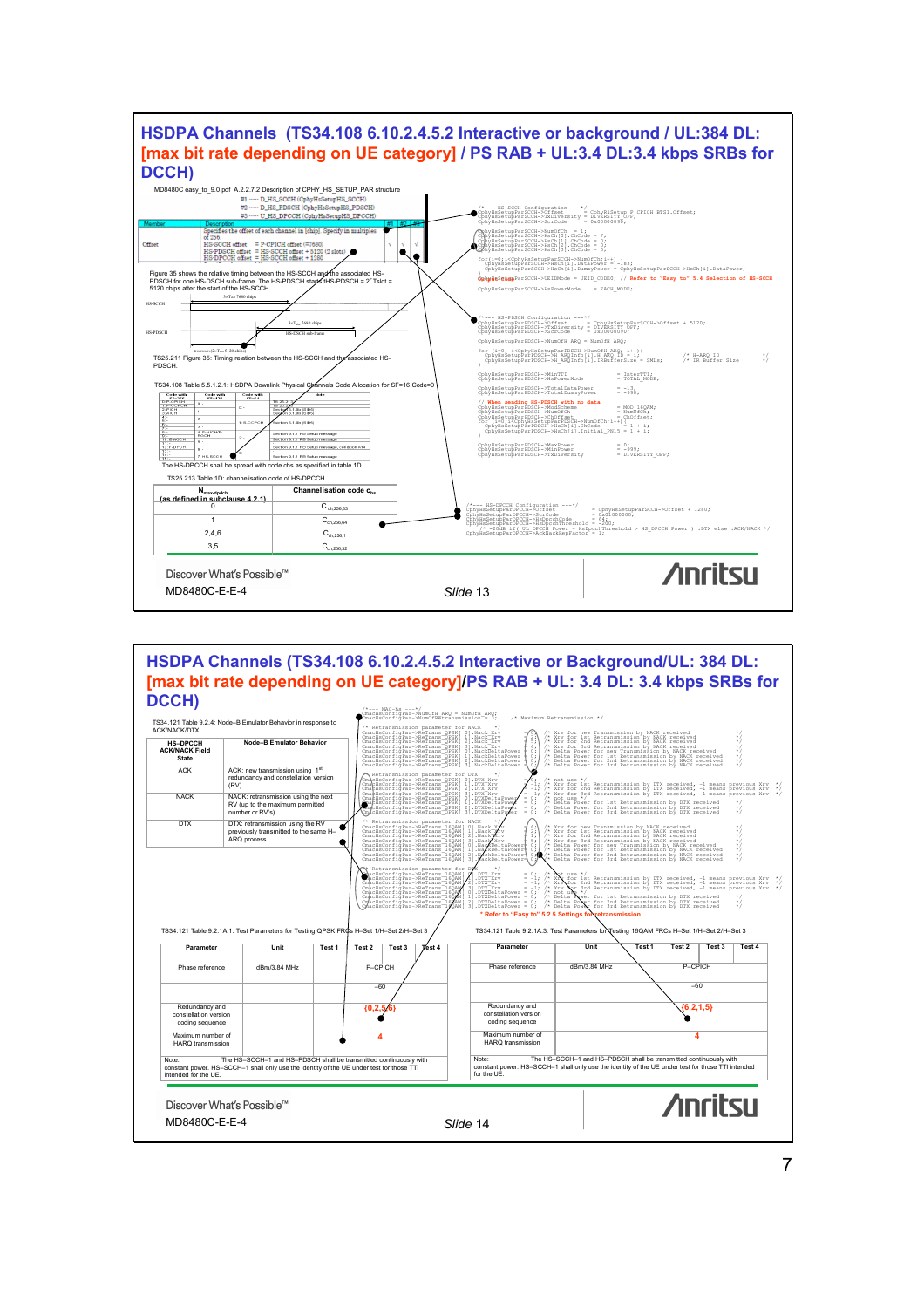# HSDPA Channels (TS34.108 6.10.2.4.5.2 Interactive or background / UL:384 DL: [max bit rate depending on UE category] / PS RAB + UL:3.4 DL:3.4 kbps SRBs for DCCH)

MD8480C easy_to_9.0.pdf A.2.2.7.2 Description of CPHY_HS_SETUP_PAR structure

#1 ---- D_HS_SCCH (CphyHsSetupHS_SCCH)
#2 ---- D_HS_PDSCH (CphyHsSetupHS_PDSCH)
#3 ---- U_HS_DPCCH (CphyHsSetupHS_DPCCH)

| Member | Description | #1 | #2 | #3 |
|---|---|---|---|---|
| Offset | Specifies the offset of each channel in [chip]. Specify in multiples of 256. HS-SCCH offset = P-CPICH offset (=7680); HS-PDSCH offset = HS-SCCH offset + 5120 (2 slots); HS-DPCCH offset = HS-SCCH offset + 1280 | √ | √ | √ |

Figure 35 shows the relative timing between the HS-SCCH and the associated HS-PDSCH for one HS-DSCH sub-frame. The HS-PDSCH starts τHS-PDSCH = 2·Tslot = 5120 chips after the start of the HS-SCCH.

TS25.211 Figure 35: Timing relation between the HS-SCCH and the associated HS-PDSCH.

TS34.108 Table 5.5.1.2.1: HSDPA Downlink Physical Channels Code Allocation for SF=16 Code=0

The HS-DPCCH shall be spread with code chs as specified in table 1D.

TS25.213 Table 1D: channelisation code of HS-DPCCH

| $N_{max-dpdch}$ (as defined in subclause 4.2.1) | Channelisation code $c_{hs}$ |
|---|---|
| 0 | $C_{ch,256,33}$ |
| 1 | $C_{ch,256,64}$ |
| 2,4,6 | $C_{ch,256,1}$ |
| 3,5 | $C_{ch,256,32}$ |

```
/*--- HS-SCCH Configuration ---*/
CphyHsSetupParSCCH->Offset        = CphyRlSetup_P_CPICH_RTS1.Offset;
CphyHsSetupParSCCH->TxDiversity   = DIVERSITY_OFF;
CphyHsSetupParSCCH->ScrCode       = 0x00000000;

CphyHsSetupParSCCH->NumOfCh   = 1;
CphyHsSetupParSCCH->HsCh[0].ChCode = 7;
CphyHsSetupParSCCH->HsCh[1].ChCode = 0;
CphyHsSetupParSCCH->HsCh[2].ChCode = 0;
CphyHsSetupParSCCH->HsCh[3].ChCode = 0;

for(i=0;i<CphyHsSetupParSCCH->NumOfCh;i++){
  CphyHsSetupParSCCH->HsCh[i].DataPower = -183;
  CphyHsSetupParSCCH->HsCh[i].DummyPower = CphyHsSetupParSCCH->HsCh[i].DataPower;
}
CphyHsSetupParSCCH->UEIDMode = UEID_CODE0; // Refer to "Easy to" 5.4 Selection of HS-SCCH

CphyHsSetupParSCCH->HsPowerMode   = EACH_MODE;

/*--- HS-PDSCH Configuration ---*/
CphyHsSetupParPDSCH->Offset       = CphyHsSetupParSCCH->Offset + 5120;
CphyHsSetupParPDSCH->TxDiversity  = DIVERSITY_OFF;
CphyHsSetupParPDSCH->ScrCode      = 0x00000000;

CphyHsSetupParPDSCH->NumOfH_ARQ = NumOfH_ARQ;

for (i=0; i<CphyHsSetupParPDSCH->NumOfH_ARQ; i++){
  CphyHsSetupParPDSCH->H_ARQInfo[i].H_ARQ_ID = i;           /* H-ARQ ID       */
  CphyHsSetupParPDSCH->H_ARQInfo[i].IRBufferSize = SMLs;    /* IR Buffer Size */
}

CphyHsSetupParPDSCH->MinTTI          = InterTTI;
CphyHsSetupParPDSCH->HsPowerMode     = TOTAL_MODE;

CphyHsSetupParPDSCH->TotalDataPower  = -13;
CphyHsSetupParPDSCH->TotalDummyPower = -990;

// When sending HS-PDSCH with no data
CphyHsSetupParPDSCH->ModScheme     = MOD_16QAM;
CphyHsSetupParPDSCH->NumOfCh       = NumOfCh;
CphyHsSetupParPDSCH->ChOffset      = ChOffset;
for (i=0;i<CphyHsSetupParPDSCH->NumOfCh;i++){
  CphyHsSetupParPDSCH->HsCh[i].ChCode     = i + 1;
  CphyHsSetupParPDSCH->HsCh[i].Initial_PN15 = i + 1;
}

CphyHsSetupParPDSCH->MaxPower      = 0;
CphyHsSetupParPDSCH->MinPower      = -999;
CphyHsSetupParPDSCH->TxDiversity   = DIVERSITY_OFF;

/*--- HS-DPCCH Configuration ---*/
CphyHsSetupParDPCCH->Offset        = CphyHsSetupParSCCH->Offset + 1280;
CphyHsSetupParDPCCH->ScrCode       = 0x01000000;
CphyHsSetupParDPCCH->HsDpcchCode   = 64;
CphyHsSetupParDPCCH->HsDpcchThreshold = -200;
  /* -20dB if( UL DPCCH Power + HsDpcchThreshold > HS_DPCCH Power ) :DTX else :ACK/NACK */
CphyHsSetupParDPCCH->AckNackRepFactor = 1;
```

Discover What's Possible™
MD8480C-E-E-4
*Slide* 13

# HSDPA Channels (TS34.108 6.10.2.4.5.2 Interactive or Background/UL: 384 DL: [max bit rate depending on UE category]/PS RAB + UL: 3.4 DL: 3.4 kbps SRBs for DCCH)

TS34.121 Table 9.2.4: Node-B Emulator Behavior in response to ACK/NACK/DTX

| HS-DPCCH ACK/NACK Field State | Node-B Emulator Behavior |
|---|---|
| ACK | ACK: new transmission using 1st redundancy and constellation version (RV) |
| NACK | NACK: retransmission using the next RV (up to the maximum permitted number or RV's) |
| DTX | DTX: retransmission using the RV previously transmitted to the same H-ARQ process |

```
/*---- MAC-hs ----*/
CmacHsConfigPar->NumOfH_ARQ = NumOfH_ARQ;
CmacHsConfigPar->NumOfRetransmission = 3;   /* Maximum Retransmission */

/* Retransmission parameter for NACK */
CmacHsConfigPar->ReTrans_QPSK[0].Nack_Xrv = 0;  /* Xrv for new Transmission by NACK received */
CmacHsConfigPar->ReTrans_QPSK[1].Nack_Xrv = 2;  /* Xrv for 1st Retransmission by NACK received */
CmacHsConfigPar->ReTrans_QPSK[2].Nack_Xrv = 5;  /* Xrv for 2nd Retransmission by NACK received */
CmacHsConfigPar->ReTrans_QPSK[3].Nack_Xrv = 6;  /* Xrv for 3rd Retransmission by NACK received */
CmacHsConfigPar->ReTrans_QPSK[0].NackDeltaPower = 0; /* Delta Power for new Transmission by NACK received */
CmacHsConfigPar->ReTrans_QPSK[1].NackDeltaPower = 0; /* Delta Power for 1st Retransmission by NACK received */
CmacHsConfigPar->ReTrans_QPSK[2].NackDeltaPower = 0; /* Delta Power for 2nd Retransmission by NACK received */
CmacHsConfigPar->ReTrans_QPSK[3].NackDeltaPower = 0; /* Delta Power for 3rd Retransmission by NACK received */

/* Retransmission parameter for DTX */
CmacHsConfigPar->ReTrans_QPSK[0].DTX_Xrv = 0;  /* not use */
CmacHsConfigPar->ReTrans_QPSK[1].DTX_Xrv = -1; /* Xrv for 1st Retransmission by DTX received, -1 means previous Xrv */
CmacHsConfigPar->ReTrans_QPSK[2].DTX_Xrv = -1; /* Xrv for 2nd Retransmission by DTX received, -1 means previous Xrv */
CmacHsConfigPar->ReTrans_QPSK[3].DTX_Xrv = -1; /* Xrv for 3rd Retransmission by DTX received, -1 means previous Xrv */
CmacHsConfigPar->ReTrans_QPSK[0].DTXDeltaPower = 0; /* not use */
CmacHsConfigPar->ReTrans_QPSK[1].DTXDeltaPower = 0; /* Delta Power for 1st Retransmission by DTX received */
CmacHsConfigPar->ReTrans_QPSK[2].DTXDeltaPower = 0; /* Delta Power for 2nd Retransmission by DTX received */
CmacHsConfigPar->ReTrans_QPSK[3].DTXDeltaPower = 0; /* Delta Power for 3rd Retransmission by DTX received */

/* Retransmission parameter for NACK */
CmacHsConfigPar->ReTrans_16QAM[0].Nack_Xrv = 6;  /* Xrv for new Transmission by NACK received */
CmacHsConfigPar->ReTrans_16QAM[1].Nack_Xrv = 2;  /* Xrv for 1st Retransmission by NACK received */
CmacHsConfigPar->ReTrans_16QAM[2].Nack_Xrv = 1;  /* Xrv for 2nd Retransmission by NACK received */
CmacHsConfigPar->ReTrans_16QAM[3].Nack_Xrv = 5;  /* Xrv for 3rd Retransmission by NACK received */
CmacHsConfigPar->ReTrans_16QAM[0].NackDeltaPower = 0; /* Delta Power for new Transmission by NACK received */
CmacHsConfigPar->ReTrans_16QAM[1].NackDeltaPower = 0; /* Delta Power for 1st Retransmission by NACK received */
CmacHsConfigPar->ReTrans_16QAM[2].NackDeltaPower = 0; /* Delta Power for 2nd Retransmission by NACK received */
CmacHsConfigPar->ReTrans_16QAM[3].NackDeltaPower = 0; /* Delta Power for 3rd Retransmission by NACK received */

/* Retransmission parameter for DTX */
CmacHsConfigPar->ReTrans_16QAM[0].DTX_Xrv = 0;  /* not use */
CmacHsConfigPar->ReTrans_16QAM[1].DTX_Xrv = -1; /* Xrv for 1st Retransmission by DTX received, -1 means previous Xrv */
CmacHsConfigPar->ReTrans_16QAM[2].DTX_Xrv = -1; /* Xrv for 2nd Retransmission by DTX received, -1 means previous Xrv */
CmacHsConfigPar->ReTrans_16QAM[3].DTX_Xrv = -1; /* Xrv for 3rd Retransmission by DTX received, -1 means previous Xrv */
CmacHsConfigPar->ReTrans_16QAM[0].DTXDeltaPower = 0; /* not use */
CmacHsConfigPar->ReTrans_16QAM[1].DTXDeltaPower = 0; /* Delta Power for 1st Retransmission by DTX received */
CmacHsConfigPar->ReTrans_16QAM[2].DTXDeltaPower = 0; /* Delta Power for 2nd Retransmission by DTX received */
CmacHsConfigPar->ReTrans_16QAM[3].DTXDeltaPower = 0; /* Delta Power for 3rd Retransmission by DTX received */
```

\* Refer to "Easy to" 5.2.5 Settings for retransmission

TS34.121 Table 9.2.1A.1: Test Parameters for Testing QPSK FRCs H-Set 1/H-Set 2/H-Set 3

| Parameter | Unit | Test 1 | Test 2 | Test 3 | Test 4 |
|---|---|---|---|---|---|
| Phase reference | dBm/3.84 MHz | | P-CPICH | | |
| | | | -60 | | |
| Redundancy and constellation version coding sequence | | | {0,2,5,6} | | |
| Maximum number of HARQ transmission | | | 4 | | |

Note: The HS-SCCH-1 and HS-PDSCH shall be transmitted continuously with constant power. HS-SCCH-1 shall only use the identity of the UE under test for those TTI intended for the UE.

TS34.121 Table 9.2.1A.3: Test Parameters for Testing 16QAM FRCs H-Set 1/H-Set 2/H-Set 3

| Parameter | Unit | Test 1 | Test 2 | Test 3 | Test 4 |
|---|---|---|---|---|---|
| Phase reference | dBm/3.84 MHz | | P-CPICH | | |
| | | | -60 | | |
| Redundancy and constellation version coding sequence | | | {6,2,1,5} | | |
| Maximum number of HARQ transmission | | | 4 | | |

Note: The HS-SCCH-1 and HS-PDSCH shall be transmitted continuously with constant power. HS-SCCH-1 shall only use the identity of the UE under test for those TTI intended for the UE.

Discover What's Possible™
MD8480C-E-E-4
*Slide* 14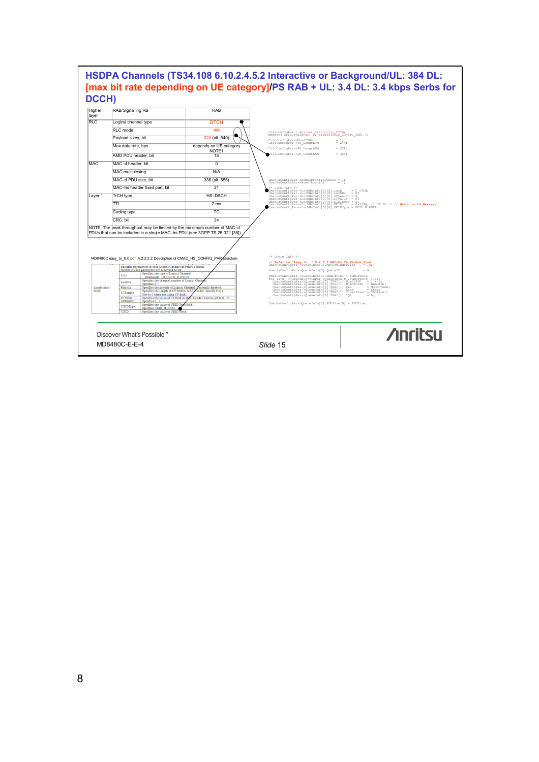# HSDPA Channels (TS34.108 6.10.2.4.5.2 Interactive or Background/UL: 384 DL: [max bit rate depending on UE category]/PS RAB + UL: 3.4 DL: 3.4 kbps Serbs for DCCH)

| Higher layer | RAB/Signalling RB | RAB |
|---|---|---|
| RLC | Logical channel type | DTCH |
| | RLC mode | AM |
| | Payload sizes, bit | 320 (alt. 640) |
| | Max data rate, bps | depends on UE category NOTE1 |
| | AMD PDU header, bit | 16 |
| MAC | MAC–d header, bit | 0 |
| | MAC multiplexing | N/A |
| | MAC–d PDU size, bit | 336 (alt. 656) |
| | MAC–hs header fixed part, bit | 21 |
| Layer 1 | TrCH type | HS–DSCH |
| | TTI | 2 ms |
| | Coding type | TC |
| | CRC, bit | 24 |

NOTE: The peak throughput may be limited by the maximum number of MAC–d PDUs that can be included in a single MAC–hs PDU (see 3GPP TS 25.321 [38]).

```
CrlcConfigPar = &Packet_CrlcConfig_DTCH;
memset( CrlcConfigPar, 0, sizeof(CRLC_CONFIG_PAR) );

CrlcConfigPar->NumOfPUs         = 1;
CrlcConfigPar->PU_LengthTM      = 244;

CrlcConfigPar->PU_LengthUM      = 328;

CrlcConfigPar->PU_LengthAM      = 320;
```

```
CmacHsConfigPar->NumOfPriorityQueue = 1;
CmacHsConfigPar->NumOfLoch[0]       = 1;

/* LoCh Info */
CmacHsConfigPar->LochHsInfo[0][0].Loch     = D_DTCH;
CmacHsConfigPar->LochHsInfo[0][0].LochNo   = 07;
CmacHsConfigPar->LochHsInfo[0][0].CTLength = 0;
CmacHsConfigPar->LochHsInfo[0][0].CTValue  = 0;
CmacHsConfigPar->LochHsInfo[0][0].SIDIndex = 0;
CmacHsConfigPar->LochHsInfo[0][0].UEID     = 0x1234; /* UE ID */ // Match to L3 Message
CmacHsConfigPar->LochHsInfo[0][0].UEIDType = UEID_H_RNTI;
```

MD8480C easy_to_9.0.pdf A.2.2.3.2 Description of CMAC_HS_CONFIG_PAR structure

| | | Specifies parameters of each Logical Channel in Priority Queue. Details of each parameter are described below. |
|---|---|---|
| LochHsInfo [8][8] | Loch | Specifies the type of Logical Channel. Downlink: D_DCCH, D_DTCH |
| | LochNo | Specifies the channel number of Logical Channel. Specifies 0-7. |
| | Priority | Specifies the priority of Logical Channel. Currently disabled. |
| | CTLength | Specifies the length of CT field in MAC Header. Specify 0 or 4. (Set to 0 when not using CT field.) |
| | CTValue | Specifies the value of CT field in MAC Header. Can be set to 0 - 15. |
| | SIDIndex | Specifies 0 - 7. |
| | UEIDType | Specifies the value of UEID Type field. Specifies UEID_H_RNTI. |
| | UEID | Specifies the value of UEID field. |

```
/* Queue Info */

// Refer to "Easy to..." 5.2.5.2 MAC-hs Tx Window Size
CmacHsConfigPar->QueueInfo[0].MACHsWindowSize    = 16;

CmacHsConfigPar->QueueInfo[0].QueueID            = 0;

CmacHsConfigPar->QueueInfo[0].NumOfTFRI = NumOfTFRI;
for (i=0; i<CmacHsConfigPar->QueueInfo[0].NumOfTFRI; i++){
    CmacHsConfigPar->QueueInfo[0].TFRI[i].NumOfPDU    = i + 1;
    CmacHsConfigPar->QueueInfo[0].TFRI[i].NumOfCode   = NumOfCh;
    CmacHsConfigPar->QueueInfo[0].TFRI[i].Mss         = ModScheme;
    CmacHsConfigPar->QueueInfo[0].TFRI[i].Ktbs        = Ktbs;
    CmacHsConfigPar->QueueInfo[0].TFRI[i].CodeOffset  = ChOffset;
    CmacHsConfigPar->QueueInfo[0].TFRI[i].CQI         = 0;
}

CmacHsConfigPar->QueueInfo[0].PDUSize[0] = PDUSize;
```

Discover What's Possible™

MD8480C-E-E-4

*Slide* 15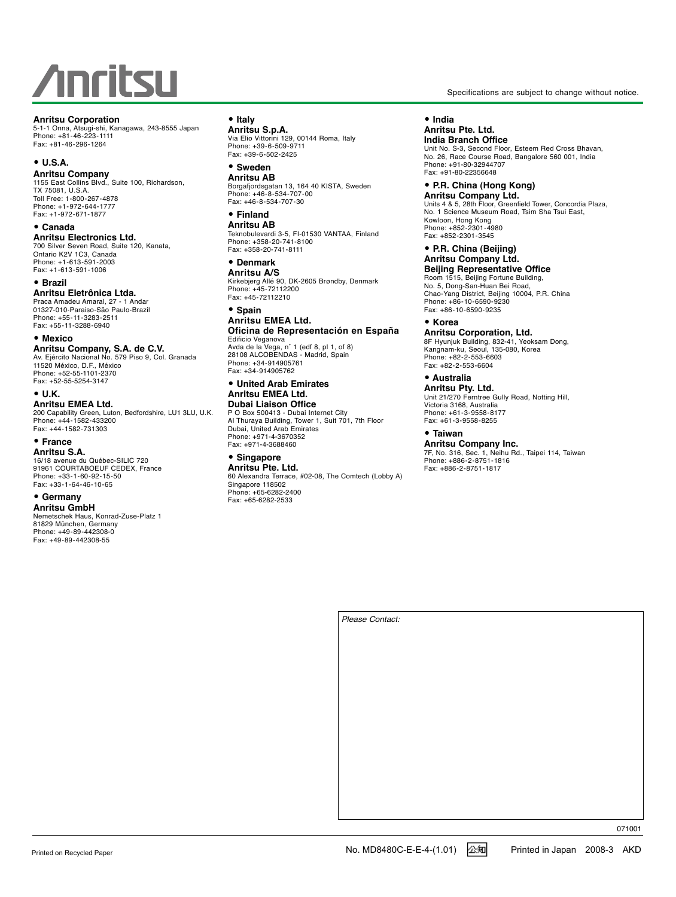# Anritsu

Specifications are subject to change without notice.

**Anritsu Corporation**
5-1-1 Onna, Atsugi-shi, Kanagawa, 243-8555 Japan
Phone: +81-46-223-1111
Fax: +81-46-296-1264

**• U.S.A.**
**Anritsu Company**
1155 East Collins Blvd., Suite 100, Richardson,
TX 75081, U.S.A.
Toll Free: 1-800-267-4878
Phone: +1-972-644-1777
Fax: +1-972-671-1877

**• Canada**
**Anritsu Electronics Ltd.**
700 Silver Seven Road, Suite 120, Kanata,
Ontario K2V 1C3, Canada
Phone: +1-613-591-2003
Fax: +1-613-591-1006

**• Brazil**
**Anritsu Eletrônica Ltda.**
Praca Amadeu Amaral, 27 - 1 Andar
01327-010-Paraiso-São Paulo-Brazil
Phone: +55-11-3283-2511
Fax: +55-11-3288-6940

**• Mexico**
**Anritsu Company, S.A. de C.V.**
Av. Ejército Nacional No. 579 Piso 9, Col. Granada
11520 México, D.F., México
Phone: +52-55-1101-2370
Fax: +52-55-5254-3147

**• U.K.**
**Anritsu EMEA Ltd.**
200 Capability Green, Luton, Bedfordshire, LU1 3LU, U.K.
Phone: +44-1582-433200
Fax: +44-1582-731303

**• France**
**Anritsu S.A.**
16/18 avenue du Québec-SILIC 720
91961 COURTABOEUF CEDEX, France
Phone: +33-1-60-92-15-50
Fax: +33-1-64-46-10-65

**• Germany**
**Anritsu GmbH**
Nemetschek Haus, Konrad-Zuse-Platz 1
81829 München, Germany
Phone: +49-89-442308-0
Fax: +49-89-442308-55

**• Italy**
**Anritsu S.p.A.**
Via Elio Vittorini 129, 00144 Roma, Italy
Phone: +39-6-509-9711
Fax: +39-6-502-2425

**• Sweden**
**Anritsu AB**
Borgafjordsgatan 13, 164 40 KISTA, Sweden
Phone: +46-8-534-707-00
Fax: +46-8-534-707-30

**• Finland**
**Anritsu AB**
Teknobulevardi 3-5, FI-01530 VANTAA, Finland
Phone: +358-20-741-8100
Fax: +358-20-741-8111

**• Denmark**
**Anritsu A/S**
Kirkebjerg Allé 90, DK-2605 Brøndby, Denmark
Phone: +45-72112200
Fax: +45-72112210

**• Spain**
**Anritsu EMEA Ltd.**
**Oficina de Representación en España**
Edificio Veganova
Avda de la Vega, n˚ 1 (edf 8, pl 1, of 8)
28108 ALCOBENDAS - Madrid, Spain
Phone: +34-914905761
Fax: +34-914905762

**• United Arab Emirates**
**Anritsu EMEA Ltd.**
**Dubai Liaison Office**
P O Box 500413 - Dubai Internet City
Al Thuraya Building, Tower 1, Suit 701, 7th Floor
Dubai, United Arab Emirates
Phone: +971-4-3670352
Fax: +971-4-3688460

**• Singapore**
**Anritsu Pte. Ltd.**
60 Alexandra Terrace, #02-08, The Comtech (Lobby A)
Singapore 118502
Phone: +65-6282-2400
Fax: +65-6282-2533

**• India**
**Anritsu Pte. Ltd.**
**India Branch Office**
Unit No. S-3, Second Floor, Esteem Red Cross Bhavan,
No. 26, Race Course Road, Bangalore 560 001, India
Phone: +91-80-32944707
Fax: +91-80-22356648

**• P.R. China (Hong Kong)**
**Anritsu Company Ltd.**
Units 4 & 5, 28th Floor, Greenfield Tower, Concordia Plaza,
No. 1 Science Museum Road, Tsim Sha Tsui East,
Kowloon, Hong Kong
Phone: +852-2301-4980
Fax: +852-2301-3545

**• P.R. China (Beijing)**
**Anritsu Company Ltd.**
**Beijing Representative Office**
Room 1515, Beijing Fortune Building,
No. 5, Dong-San-Huan Bei Road,
Chao-Yang District, Beijing 10004, P.R. China
Phone: +86-10-6590-9230
Fax: +86-10-6590-9235

**• Korea**
**Anritsu Corporation, Ltd.**
8F Hyunjuk Building, 832-41, Yeoksam Dong,
Kangnam-ku, Seoul, 135-080, Korea
Phone: +82-2-553-6603
Fax: +82-2-553-6604

**• Australia**
**Anritsu Pty. Ltd.**
Unit 21/270 Ferntree Gully Road, Notting Hill,
Victoria 3168, Australia
Phone: +61-3-9558-8177
Fax: +61-3-9558-8255

**• Taiwan**
**Anritsu Company Inc.**
7F, No. 316, Sec. 1, Neihu Rd., Taipei 114, Taiwan
Phone: +886-2-8751-1816
Fax: +886-2-8751-1817

*Please Contact:*

071001

Printed on Recycled Paper

No. MD8480C-E-E-4-(1.01) 公知 Printed in Japan 2008-3 AKD